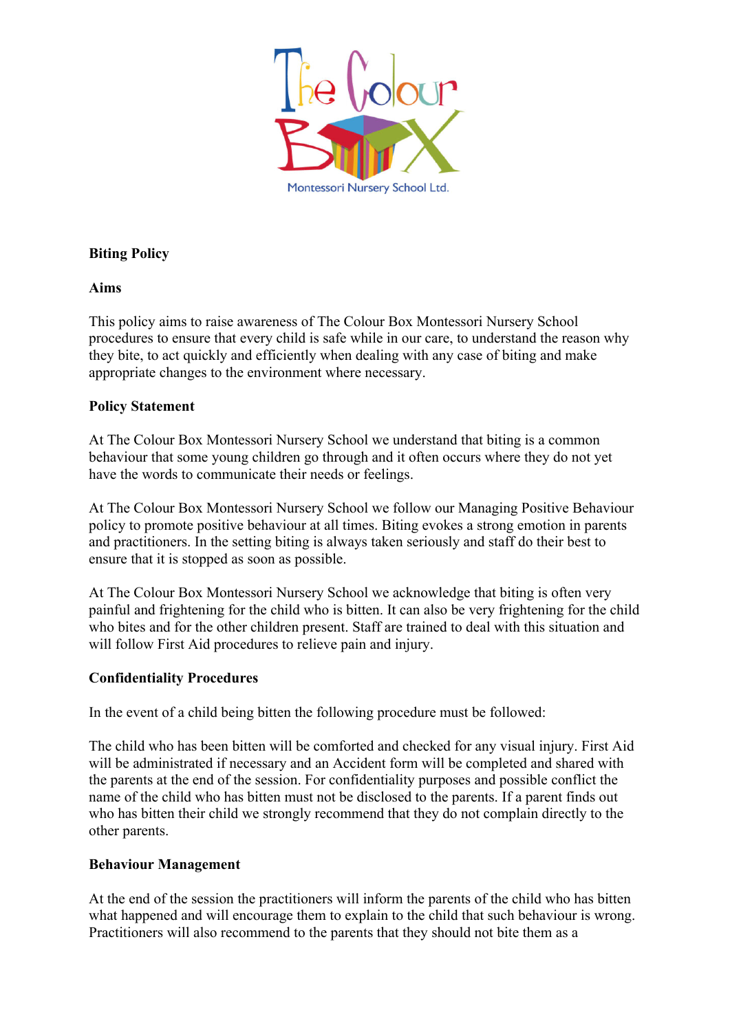**Biting Policy**

**Aims**

This policy aims to raise awareness of The Colour Box Montessori Nursery School procedures to ensure that every child is safe while in our care, to understand the reason why they bite, to act quickly and efficiently when dealing with any case of biting and make appropriate changes to the environment where necessary.

**Policy Statement**

At The Colour Box Montessori Nursery School we understand that biting is a common behaviour that some young children go through and it often occurs where they do not yet have the words to communicate their needs or feelings.

At The Colour Box Montessori Nursery School we follow our Managing Positive Behaviour policy to promote positive behaviour at all times. Biting evokes a strong emotion in parents and practitioners. In the setting biting is always taken seriously and staff do their best to ensure that it is stopped as soon as possible.

At The Colour Box Montessori Nursery School we acknowledge that biting is often very painful and frightening for the child who is bitten. It can also be very frightening for the child who bites and for the other children present. Staff are trained to deal with this situation and will follow First Aid procedures to relieve pain and injury.

**Confidentiality Procedures**

In the event of a child being bitten the following procedure must be followed:

The child who has been bitten will be comforted and checked for any visual injury. First Aid will be administrated if necessary and an Accident form will be completed and shared with the parents at the end of the session. For confidentiality purposes and possible conflict the name of the child who has bitten must not be disclosed to the parents. If a parent finds out who has bitten their child we strongly recommend that they do not complain directly to the other parents.

**Behaviour Management**

At the end of the session the practitioners will inform the parents of the child who has bitten what happened and will encourage them to explain to the child that such behaviour is wrong. Practitioners will also recommend to the parents that they should not bite them as a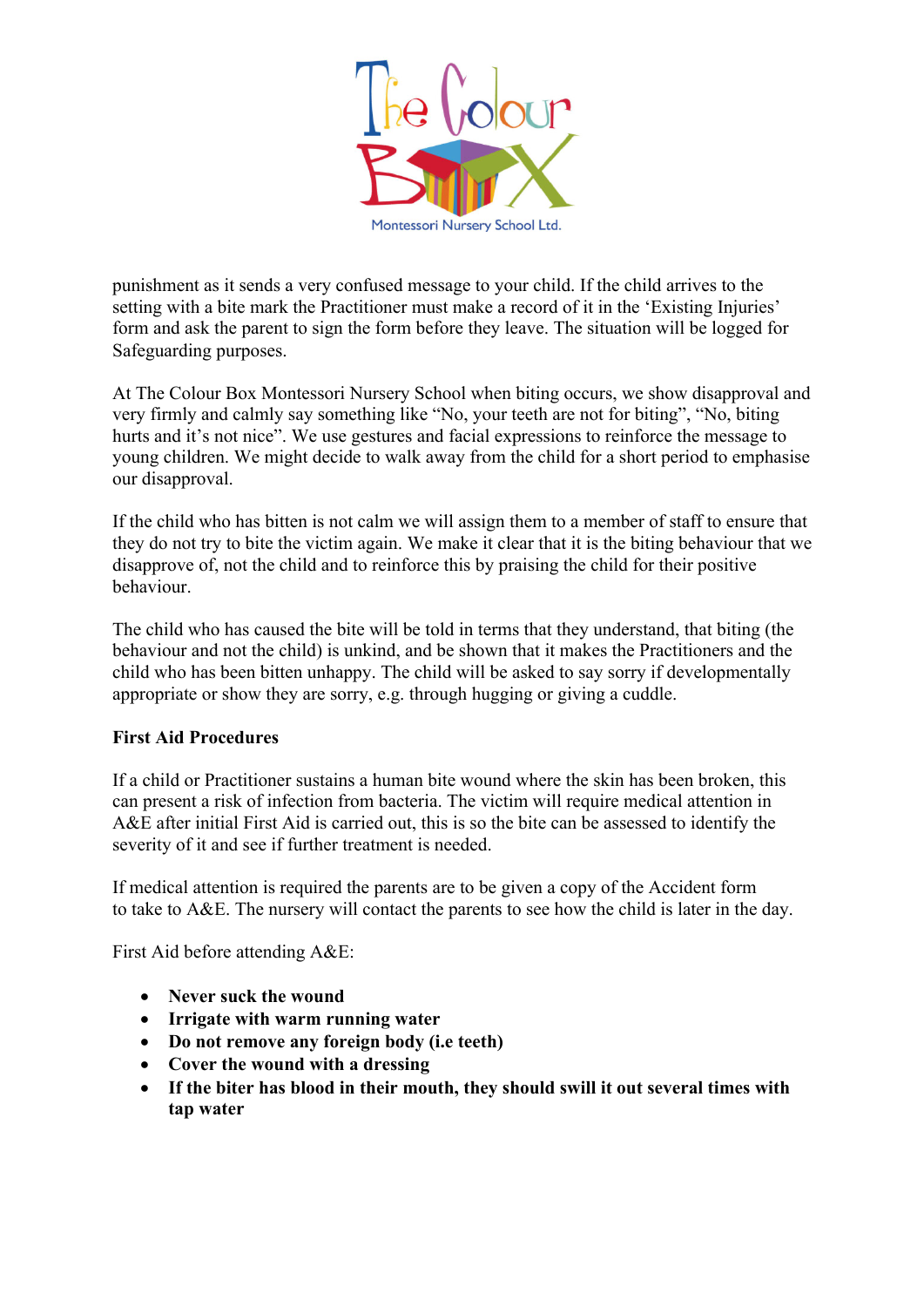punishment as it sends a very confused message to your child. If the child arrives to the setting with a bite mark the Practitioner must make a record of it in the 'Existing Injuries' form and ask the parent to sign the form before they leave. The situation will be logged for Safeguarding purposes.

At The Colour Box Montessori Nursery School when biting occurs, we show disapproval and very firmly and calmly say something like "No, your teeth are not for biting", "No, biting hurts and it's not nice". We use gestures and facial expressions to reinforce the message to young children. We might decide to walk away from the child for a short period to emphasise our disapproval.

If the child who has bitten is not calm we will assign them to a member of staff to ensure that they do not try to bite the victim again. We make it clear that it is the biting behaviour that we disapprove of, not the child and to reinforce this by praising the child for their positive behaviour.

The child who has caused the bite will be told in terms that they understand, that biting (the behaviour and not the child) is unkind, and be shown that it makes the Practitioners and the child who has been bitten unhappy. The child will be asked to say sorry if developmentally appropriate or show they are sorry, e.g. through hugging or giving a cuddle.

**First Aid Procedures**

If a child or Practitioner sustains a human bite wound where the skin has been broken, this can present a risk of infection from bacteria. The victim will require medical attention in A&E after initial First Aid is carried out, this is so the bite can be assessed to identify the severity of it and see if further treatment is needed.

If medical attention is required the parents are to be given a copy of the Accident form to take to A&E. The nursery will contact the parents to see how the child is later in the day.

First Aid before attending A&E:

- **Never suck the wound**
- **Irrigate with warm running water**
- **Do not remove any foreign body (i.e teeth)**
- **Cover the wound with a dressing**
- **If the biter has blood in their mouth, they should swill it out several times with tap water**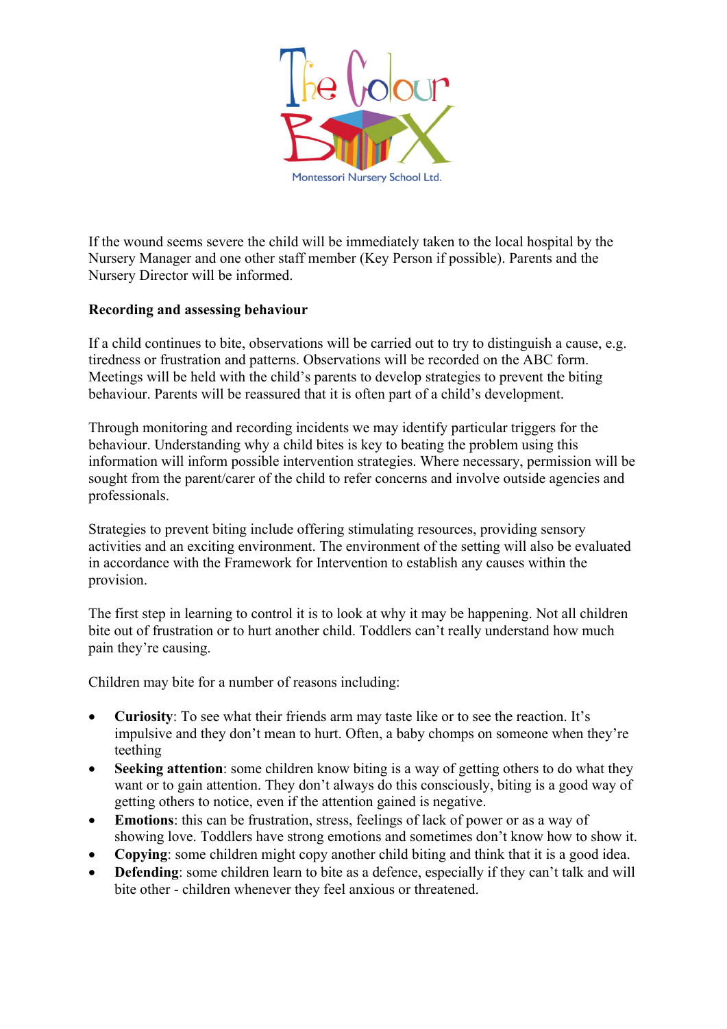If the wound seems severe the child will be immediately taken to the local hospital by the Nursery Manager and one other staff member (Key Person if possible). Parents and the Nursery Director will be informed.

**Recording and assessing behaviour**

If a child continues to bite, observations will be carried out to try to distinguish a cause, e.g. tiredness or frustration and patterns. Observations will be recorded on the ABC form. Meetings will be held with the child's parents to develop strategies to prevent the biting behaviour. Parents will be reassured that it is often part of a child's development.

Through monitoring and recording incidents we may identify particular triggers for the behaviour. Understanding why a child bites is key to beating the problem using this information will inform possible intervention strategies. Where necessary, permission will be sought from the parent/carer of the child to refer concerns and involve outside agencies and professionals.

Strategies to prevent biting include offering stimulating resources, providing sensory activities and an exciting environment. The environment of the setting will also be evaluated in accordance with the Framework for Intervention to establish any causes within the provision.

The first step in learning to control it is to look at why it may be happening. Not all children bite out of frustration or to hurt another child. Toddlers can't really understand how much pain they're causing.

Children may bite for a number of reasons including:

- **Curiosity**: To see what their friends arm may taste like or to see the reaction. It's impulsive and they don't mean to hurt. Often, a baby chomps on someone when they're teething
- **Seeking attention**: some children know biting is a way of getting others to do what they want or to gain attention. They don't always do this consciously, biting is a good way of getting others to notice, even if the attention gained is negative.
- **Emotions**: this can be frustration, stress, feelings of lack of power or as a way of showing love. Toddlers have strong emotions and sometimes don't know how to show it.
- **Copying**: some children might copy another child biting and think that it is a good idea.
- **Defending**: some children learn to bite as a defence, especially if they can't talk and will bite other - children whenever they feel anxious or threatened.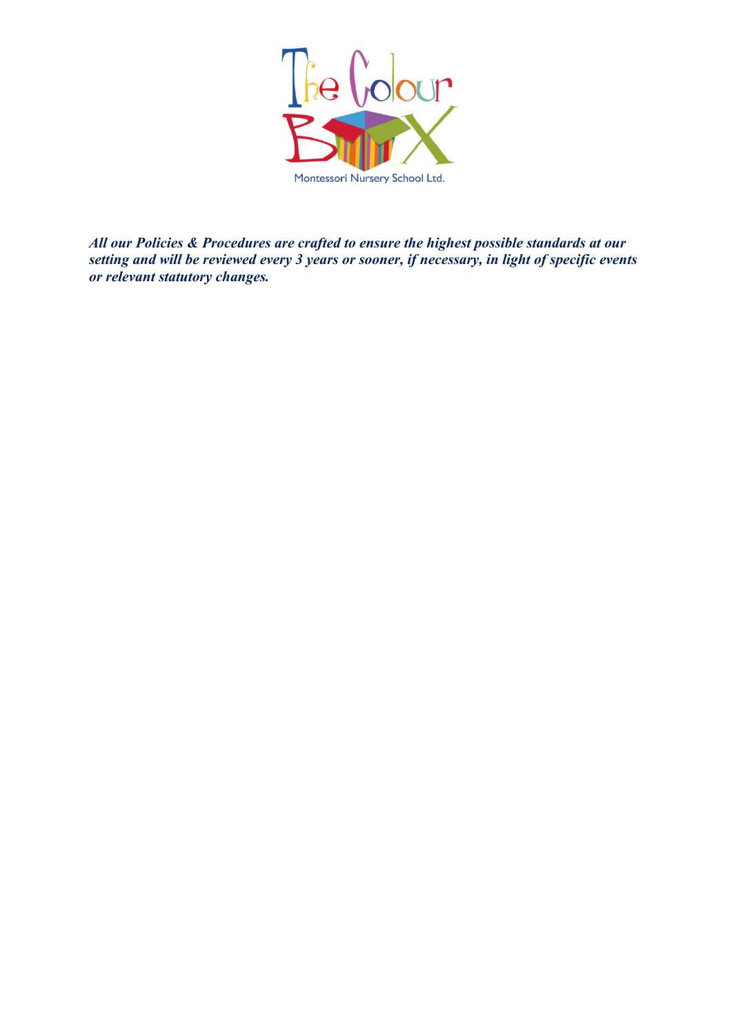*All our Policies & Procedures are crafted to ensure the highest possible standards at our setting and will be reviewed every 3 years or sooner, if necessary, in light of specific events or relevant statutory changes.*